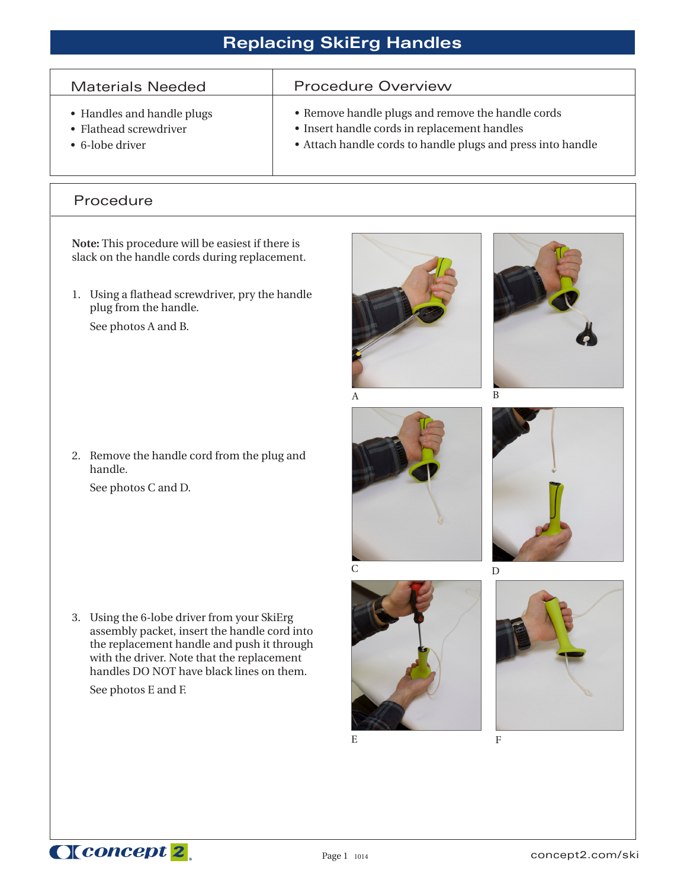# Replacing SkiErg Handles

| Materials Needed | Procedure Overview |
| --- | --- |
| • Handles and handle plugs<br>• Flathead screwdriver<br>• 6-lobe driver | • Remove handle plugs and remove the handle cords<br>• Insert handle cords in replacement handles<br>• Attach handle cords to handle plugs and press into handle |

## Procedure

**Note:** This procedure will be easiest if there is slack on the handle cords during replacement.

1. Using a flathead screwdriver, pry the handle plug from the handle.

   See photos A and B.

A

B

2. Remove the handle cord from the plug and handle.

   See photos C and D.

C

D

3. Using the 6-lobe driver from your SkiErg assembly packet, insert the handle cord into the replacement handle and push it through with the driver. Note that the replacement handles DO NOT have black lines on them.

   See photos E and F.

E

F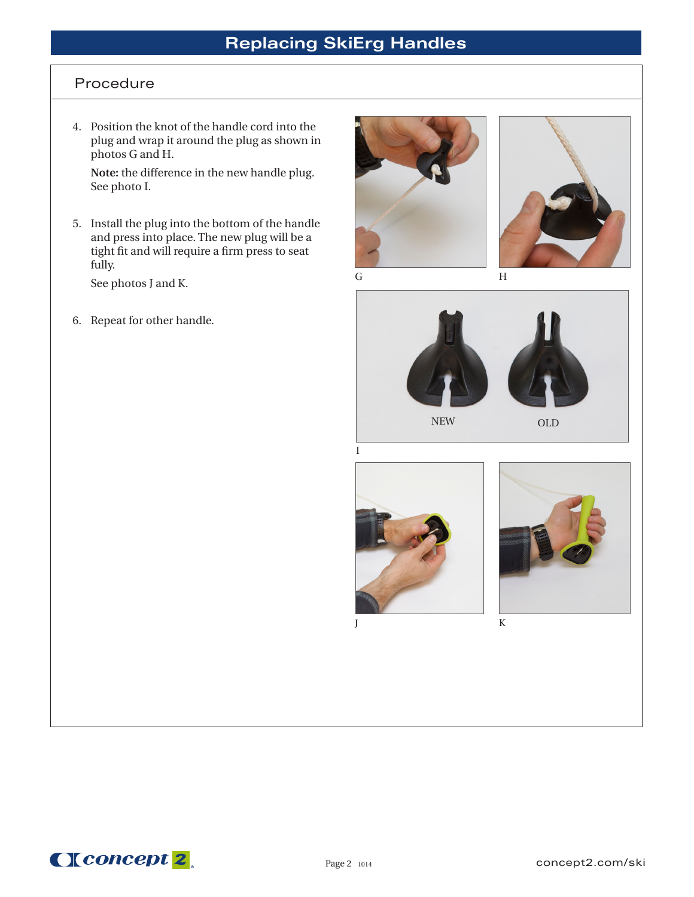# Replacing SkiErg Handles

## Procedure

4. Position the knot of the handle cord into the plug and wrap it around the plug as shown in photos G and H.

   **Note:** the difference in the new handle plug. See photo I.

5. Install the plug into the bottom of the handle and press into place. The new plug will be a tight fit and will require a firm press to seat fully.

   See photos J and K.

6. Repeat for other handle.

G

H

NEW

OLD

I

J

K